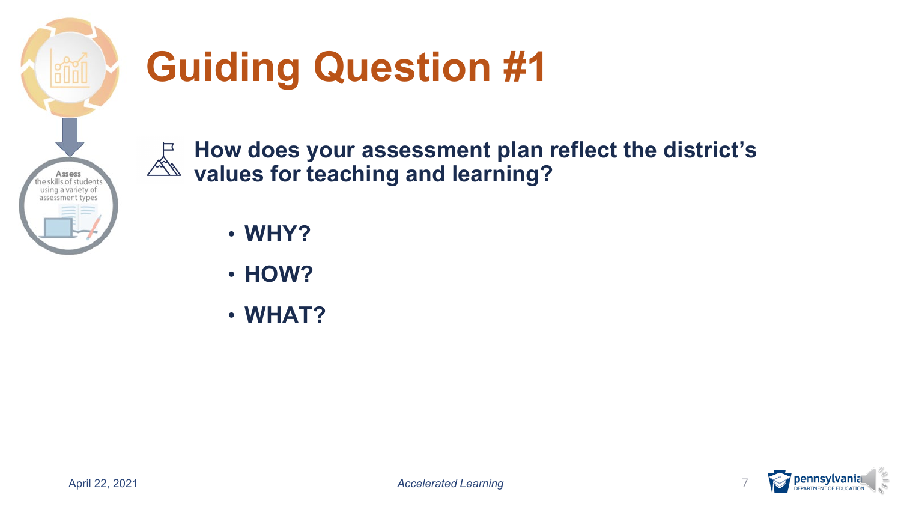# Guiding Question #1

**How does your assessment plan reflect the district's values for teaching and learning?**

- **WHY?**
- **HOW?**
- **WHAT?**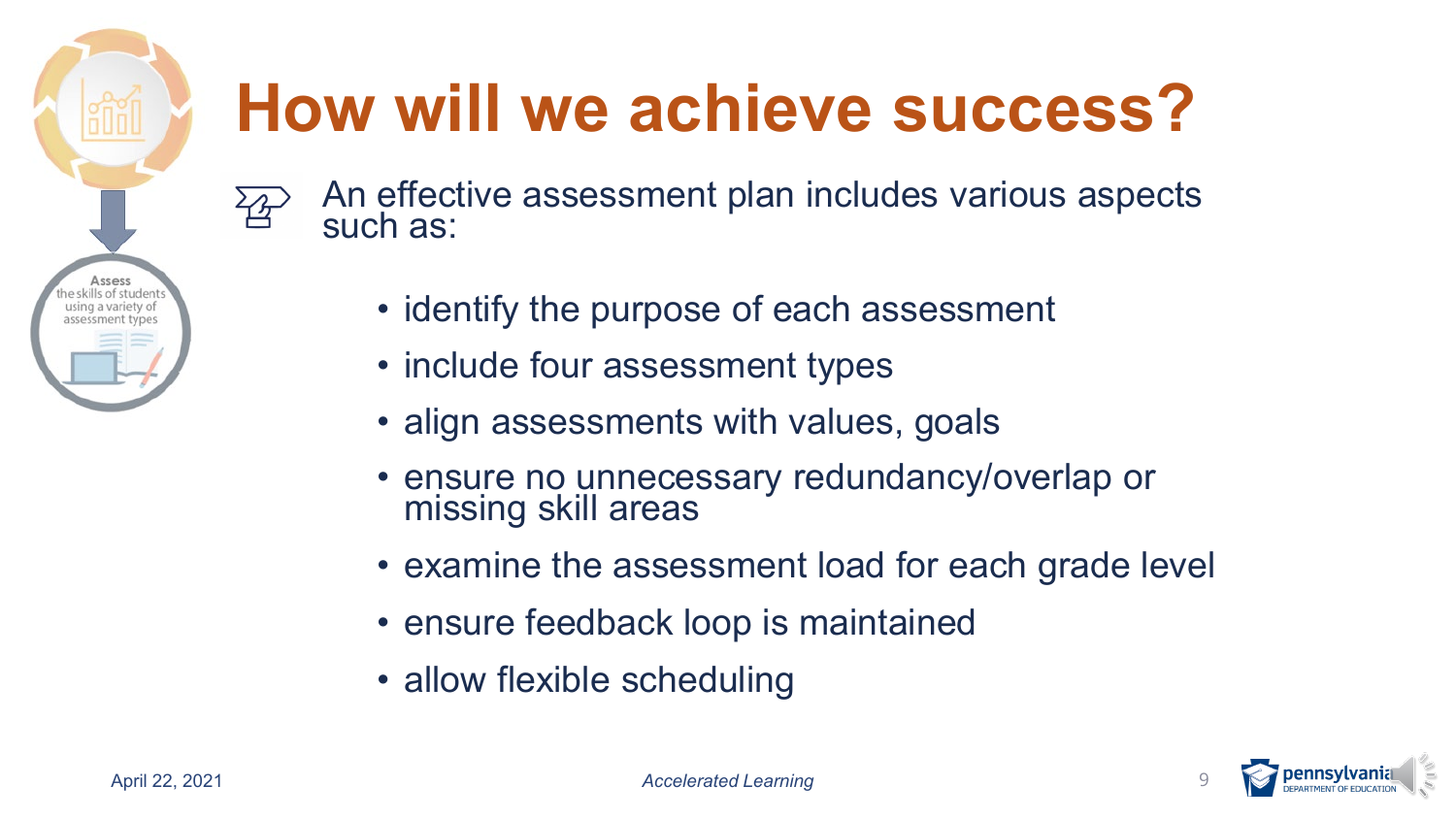# How will we achieve success?

Assess the skills of students using a variety of assessment types

An effective assessment plan includes various aspects such as:

- identify the purpose of each assessment
- include four assessment types
- align assessments with values, goals
- ensure no unnecessary redundancy/overlap or missing skill areas
- examine the assessment load for each grade level
- ensure feedback loop is maintained
- allow flexible scheduling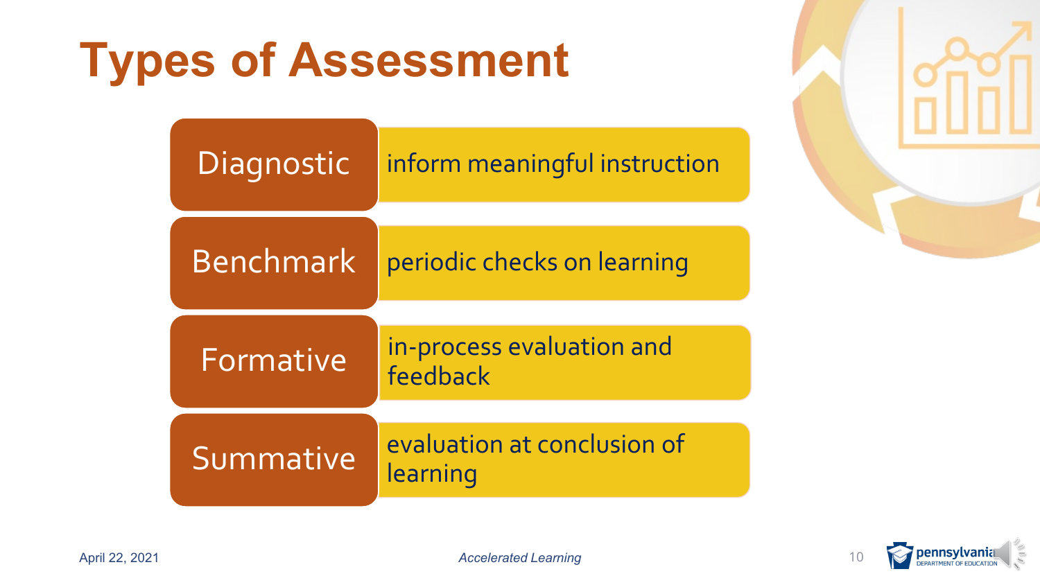# Types of Assessment

| Type | Description |
| --- | --- |
| Diagnostic | inform meaningful instruction |
| Benchmark | periodic checks on learning |
| Formative | in-process evaluation and feedback |
| Summative | evaluation at conclusion of learning |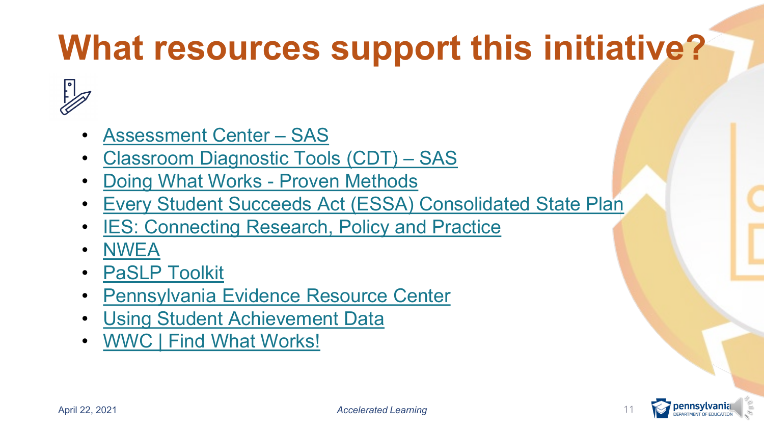# What resources support this initiative?

- Assessment Center – SAS
- Classroom Diagnostic Tools (CDT) – SAS
- Doing What Works - Proven Methods
- Every Student Succeeds Act (ESSA) Consolidated State Plan
- IES: Connecting Research, Policy and Practice
- NWEA
- PaSLP Toolkit
- Pennsylvania Evidence Resource Center
- Using Student Achievement Data
- WWC | Find What Works!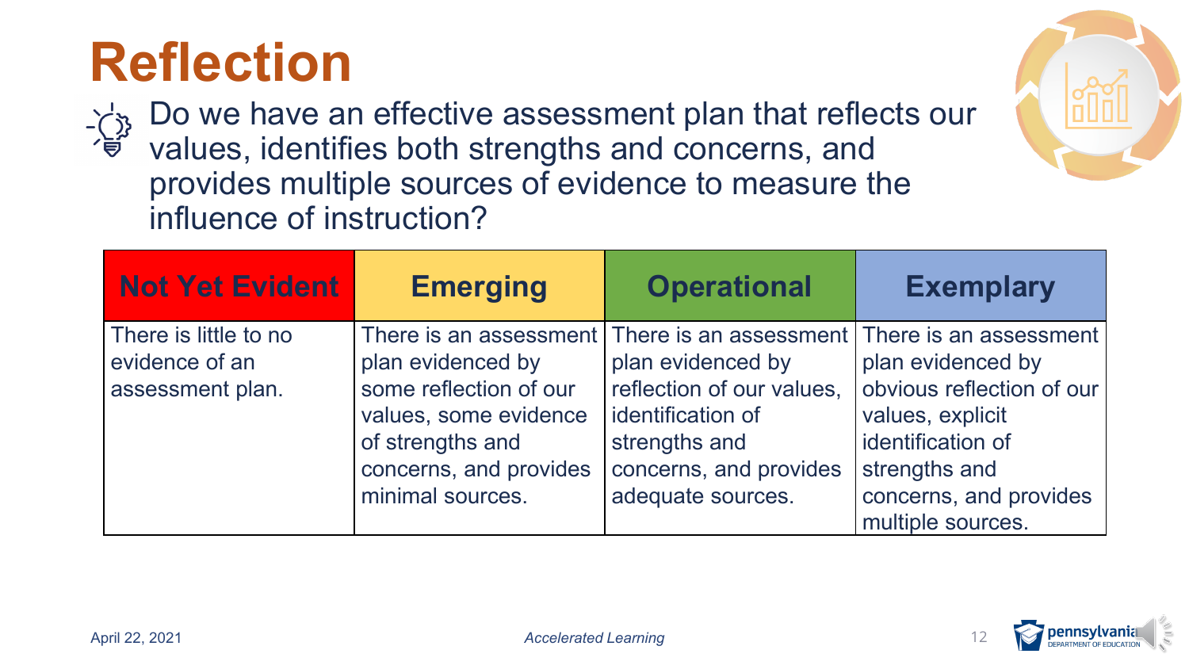# Reflection

Do we have an effective assessment plan that reflects our values, identifies both strengths and concerns, and provides multiple sources of evidence to measure the influence of instruction?

| Not Yet Evident | Emerging | Operational | Exemplary |
| --- | --- | --- | --- |
| There is little to no evidence of an assessment plan. | There is an assessment plan evidenced by some reflection of our values, some evidence of strengths and concerns, and provides minimal sources. | There is an assessment plan evidenced by reflection of our values, identification of strengths and concerns, and provides adequate sources. | There is an assessment plan evidenced by obvious reflection of our values, explicit identification of strengths and concerns, and provides multiple sources. |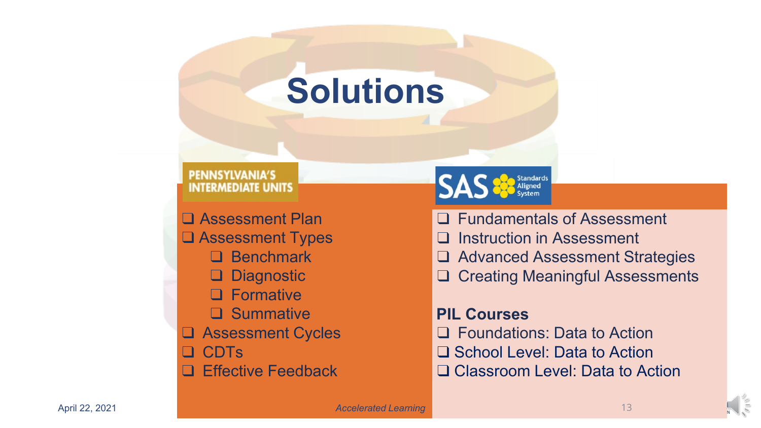# Solutions

PENNSYLVANIA'S INTERMEDIATE UNITS

- ❑ Assessment Plan
- ❑ Assessment Types
  - ❑ Benchmark
  - ❑ Diagnostic
  - ❑ Formative
  - ❑ Summative
- ❑ Assessment Cycles
- ❑ CDTs
- ❑ Effective Feedback

SAS Standards Aligned System

- ❑ Fundamentals of Assessment
- ❑ Instruction in Assessment
- ❑ Advanced Assessment Strategies
- ❑ Creating Meaningful Assessments

**PIL Courses**

- ❑ Foundations: Data to Action
- ❑ School Level: Data to Action
- ❑ Classroom Level: Data to Action